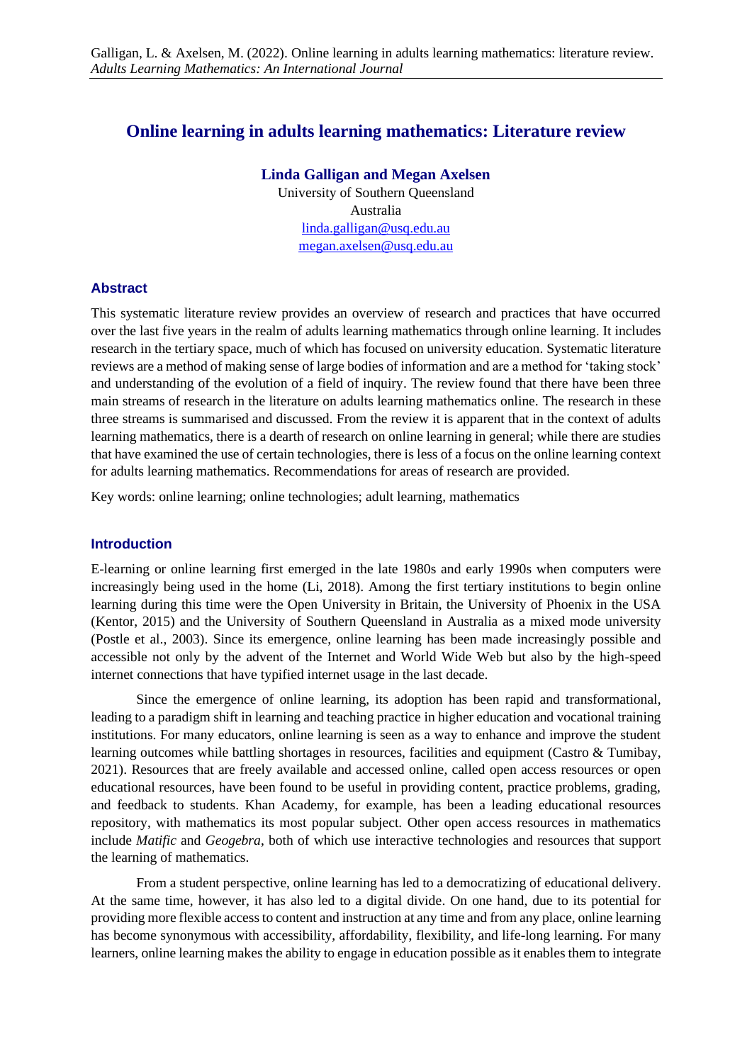# Online learning in adults learning mathematics: Literature review

**Linda Galligan and Megan Axelsen**
University of Southern Queensland
Australia
linda.galligan@usq.edu.au
megan.axelsen@usq.edu.au

## Abstract

This systematic literature review provides an overview of research and practices that have occurred over the last five years in the realm of adults learning mathematics through online learning. It includes research in the tertiary space, much of which has focused on university education. Systematic literature reviews are a method of making sense of large bodies of information and are a method for 'taking stock' and understanding of the evolution of a field of inquiry. The review found that there have been three main streams of research in the literature on adults learning mathematics online. The research in these three streams is summarised and discussed. From the review it is apparent that in the context of adults learning mathematics, there is a dearth of research on online learning in general; while there are studies that have examined the use of certain technologies, there is less of a focus on the online learning context for adults learning mathematics. Recommendations for areas of research are provided.

Key words: online learning; online technologies; adult learning, mathematics

## Introduction

E-learning or online learning first emerged in the late 1980s and early 1990s when computers were increasingly being used in the home (Li, 2018). Among the first tertiary institutions to begin online learning during this time were the Open University in Britain, the University of Phoenix in the USA (Kentor, 2015) and the University of Southern Queensland in Australia as a mixed mode university (Postle et al., 2003). Since its emergence, online learning has been made increasingly possible and accessible not only by the advent of the Internet and World Wide Web but also by the high-speed internet connections that have typified internet usage in the last decade.

Since the emergence of online learning, its adoption has been rapid and transformational, leading to a paradigm shift in learning and teaching practice in higher education and vocational training institutions. For many educators, online learning is seen as a way to enhance and improve the student learning outcomes while battling shortages in resources, facilities and equipment (Castro & Tumibay, 2021). Resources that are freely available and accessed online, called open access resources or open educational resources, have been found to be useful in providing content, practice problems, grading, and feedback to students. Khan Academy, for example, has been a leading educational resources repository, with mathematics its most popular subject. Other open access resources in mathematics include *Matific* and *Geogebra*, both of which use interactive technologies and resources that support the learning of mathematics.

From a student perspective, online learning has led to a democratizing of educational delivery. At the same time, however, it has also led to a digital divide. On one hand, due to its potential for providing more flexible access to content and instruction at any time and from any place, online learning has become synonymous with accessibility, affordability, flexibility, and life-long learning. For many learners, online learning makes the ability to engage in education possible as it enables them to integrate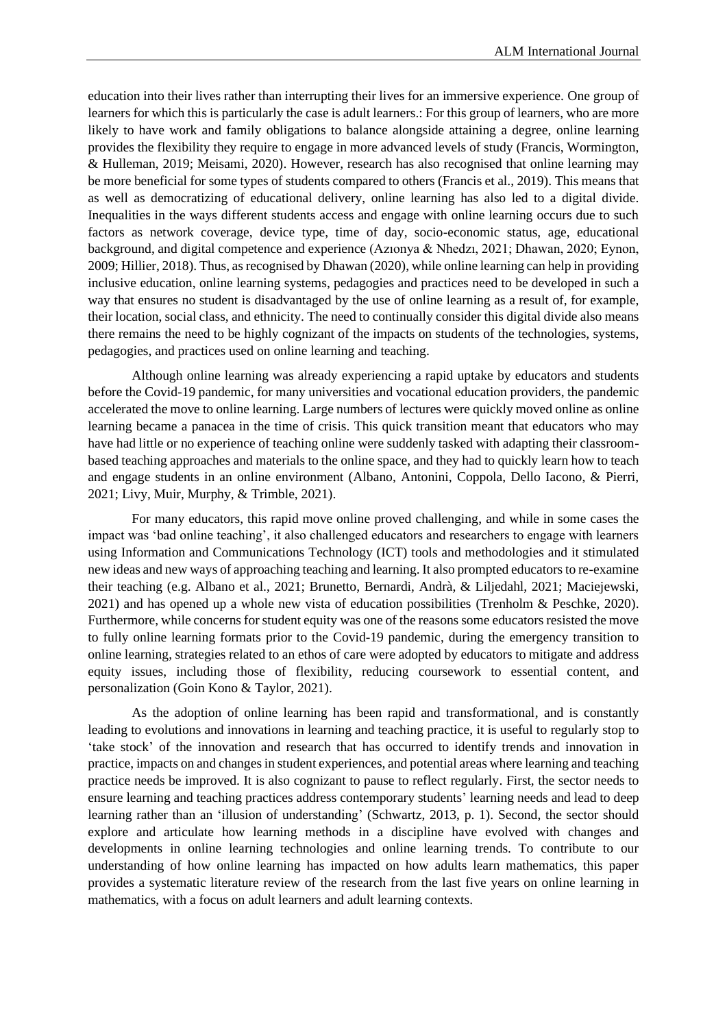education into their lives rather than interrupting their lives for an immersive experience. One group of learners for which this is particularly the case is adult learners.: For this group of learners, who are more likely to have work and family obligations to balance alongside attaining a degree, online learning provides the flexibility they require to engage in more advanced levels of study (Francis, Wormington, & Hulleman, 2019; Meisami, 2020). However, research has also recognised that online learning may be more beneficial for some types of students compared to others (Francis et al., 2019). This means that as well as democratizing of educational delivery, online learning has also led to a digital divide. Inequalities in the ways different students access and engage with online learning occurs due to such factors as network coverage, device type, time of day, socio-economic status, age, educational background, and digital competence and experience (Azıonya & Nhedzı, 2021; Dhawan, 2020; Eynon, 2009; Hillier, 2018). Thus, as recognised by Dhawan (2020), while online learning can help in providing inclusive education, online learning systems, pedagogies and practices need to be developed in such a way that ensures no student is disadvantaged by the use of online learning as a result of, for example, their location, social class, and ethnicity. The need to continually consider this digital divide also means there remains the need to be highly cognizant of the impacts on students of the technologies, systems, pedagogies, and practices used on online learning and teaching.

Although online learning was already experiencing a rapid uptake by educators and students before the Covid-19 pandemic, for many universities and vocational education providers, the pandemic accelerated the move to online learning. Large numbers of lectures were quickly moved online as online learning became a panacea in the time of crisis. This quick transition meant that educators who may have had little or no experience of teaching online were suddenly tasked with adapting their classroom-based teaching approaches and materials to the online space, and they had to quickly learn how to teach and engage students in an online environment (Albano, Antonini, Coppola, Dello Iacono, & Pierri, 2021; Livy, Muir, Murphy, & Trimble, 2021).

For many educators, this rapid move online proved challenging, and while in some cases the impact was 'bad online teaching', it also challenged educators and researchers to engage with learners using Information and Communications Technology (ICT) tools and methodologies and it stimulated new ideas and new ways of approaching teaching and learning. It also prompted educators to re-examine their teaching (e.g. Albano et al., 2021; Brunetto, Bernardi, Andrà, & Liljedahl, 2021; Maciejewski, 2021) and has opened up a whole new vista of education possibilities (Trenholm & Peschke, 2020). Furthermore, while concerns for student equity was one of the reasons some educators resisted the move to fully online learning formats prior to the Covid-19 pandemic, during the emergency transition to online learning, strategies related to an ethos of care were adopted by educators to mitigate and address equity issues, including those of flexibility, reducing coursework to essential content, and personalization (Goin Kono & Taylor, 2021).

As the adoption of online learning has been rapid and transformational, and is constantly leading to evolutions and innovations in learning and teaching practice, it is useful to regularly stop to 'take stock' of the innovation and research that has occurred to identify trends and innovation in practice, impacts on and changes in student experiences, and potential areas where learning and teaching practice needs be improved. It is also cognizant to pause to reflect regularly. First, the sector needs to ensure learning and teaching practices address contemporary students' learning needs and lead to deep learning rather than an 'illusion of understanding' (Schwartz, 2013, p. 1). Second, the sector should explore and articulate how learning methods in a discipline have evolved with changes and developments in online learning technologies and online learning trends. To contribute to our understanding of how online learning has impacted on how adults learn mathematics, this paper provides a systematic literature review of the research from the last five years on online learning in mathematics, with a focus on adult learners and adult learning contexts.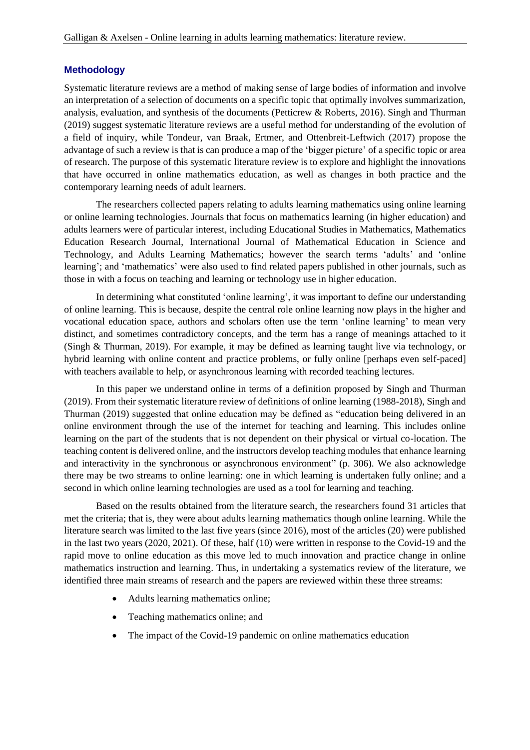## Methodology

Systematic literature reviews are a method of making sense of large bodies of information and involve an interpretation of a selection of documents on a specific topic that optimally involves summarization, analysis, evaluation, and synthesis of the documents (Petticrew & Roberts, 2016). Singh and Thurman (2019) suggest systematic literature reviews are a useful method for understanding of the evolution of a field of inquiry, while Tondeur, van Braak, Ertmer, and Ottenbreit-Leftwich (2017) propose the advantage of such a review is that is can produce a map of the 'bigger picture' of a specific topic or area of research. The purpose of this systematic literature review is to explore and highlight the innovations that have occurred in online mathematics education, as well as changes in both practice and the contemporary learning needs of adult learners.

The researchers collected papers relating to adults learning mathematics using online learning or online learning technologies. Journals that focus on mathematics learning (in higher education) and adults learners were of particular interest, including Educational Studies in Mathematics, Mathematics Education Research Journal, International Journal of Mathematical Education in Science and Technology, and Adults Learning Mathematics; however the search terms 'adults' and 'online learning'; and 'mathematics' were also used to find related papers published in other journals, such as those in with a focus on teaching and learning or technology use in higher education.

In determining what constituted 'online learning', it was important to define our understanding of online learning. This is because, despite the central role online learning now plays in the higher and vocational education space, authors and scholars often use the term 'online learning' to mean very distinct, and sometimes contradictory concepts, and the term has a range of meanings attached to it (Singh & Thurman, 2019). For example, it may be defined as learning taught live via technology, or hybrid learning with online content and practice problems, or fully online [perhaps even self-paced] with teachers available to help, or asynchronous learning with recorded teaching lectures.

In this paper we understand online in terms of a definition proposed by Singh and Thurman (2019). From their systematic literature review of definitions of online learning (1988-2018), Singh and Thurman (2019) suggested that online education may be defined as "education being delivered in an online environment through the use of the internet for teaching and learning. This includes online learning on the part of the students that is not dependent on their physical or virtual co-location. The teaching content is delivered online, and the instructors develop teaching modules that enhance learning and interactivity in the synchronous or asynchronous environment" (p. 306). We also acknowledge there may be two streams to online learning: one in which learning is undertaken fully online; and a second in which online learning technologies are used as a tool for learning and teaching.

Based on the results obtained from the literature search, the researchers found 31 articles that met the criteria; that is, they were about adults learning mathematics though online learning. While the literature search was limited to the last five years (since 2016), most of the articles (20) were published in the last two years (2020, 2021). Of these, half (10) were written in response to the Covid-19 and the rapid move to online education as this move led to much innovation and practice change in online mathematics instruction and learning. Thus, in undertaking a systematics review of the literature, we identified three main streams of research and the papers are reviewed within these three streams:

- Adults learning mathematics online;
- Teaching mathematics online; and
- The impact of the Covid-19 pandemic on online mathematics education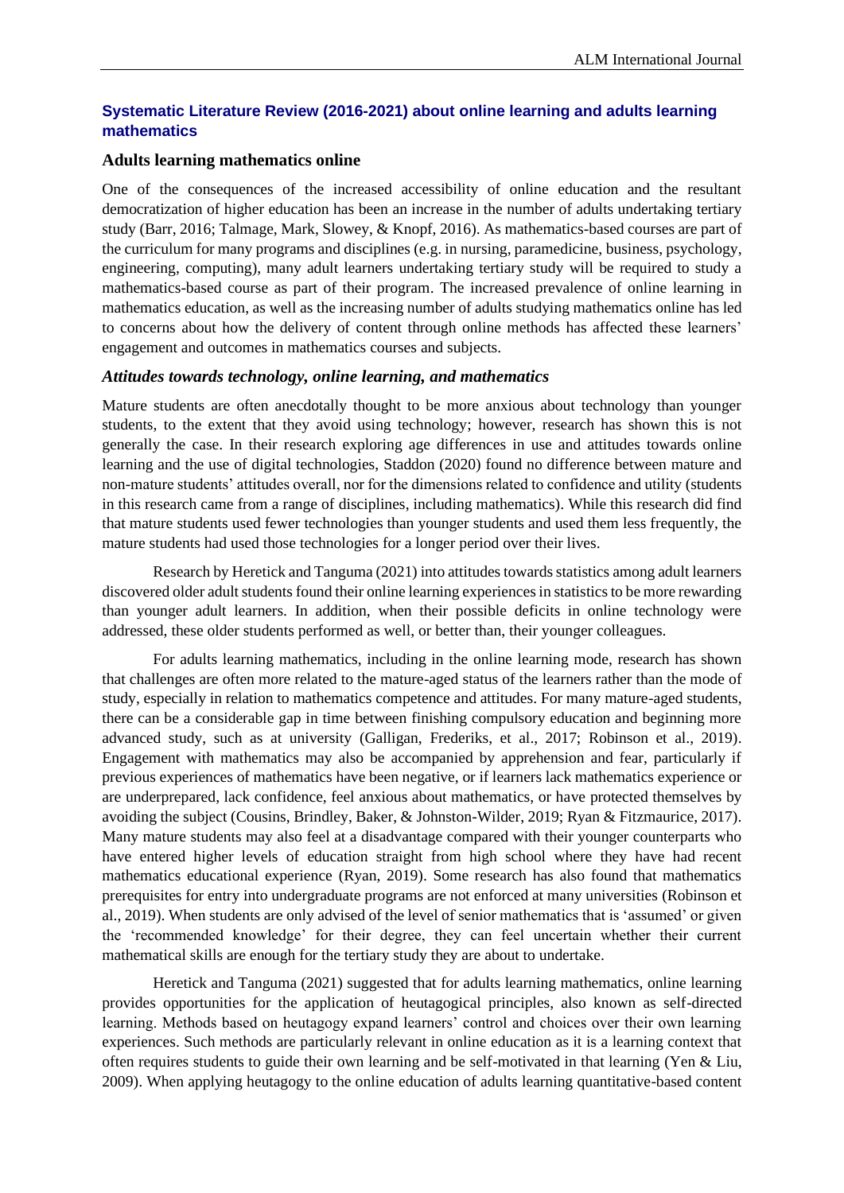## Systematic Literature Review (2016-2021) about online learning and adults learning mathematics

### Adults learning mathematics online

One of the consequences of the increased accessibility of online education and the resultant democratization of higher education has been an increase in the number of adults undertaking tertiary study (Barr, 2016; Talmage, Mark, Slowey, & Knopf, 2016). As mathematics-based courses are part of the curriculum for many programs and disciplines (e.g. in nursing, paramedicine, business, psychology, engineering, computing), many adult learners undertaking tertiary study will be required to study a mathematics-based course as part of their program. The increased prevalence of online learning in mathematics education, as well as the increasing number of adults studying mathematics online has led to concerns about how the delivery of content through online methods has affected these learners' engagement and outcomes in mathematics courses and subjects.

#### *Attitudes towards technology, online learning, and mathematics*

Mature students are often anecdotally thought to be more anxious about technology than younger students, to the extent that they avoid using technology; however, research has shown this is not generally the case. In their research exploring age differences in use and attitudes towards online learning and the use of digital technologies, Staddon (2020) found no difference between mature and non-mature students' attitudes overall, nor for the dimensions related to confidence and utility (students in this research came from a range of disciplines, including mathematics). While this research did find that mature students used fewer technologies than younger students and used them less frequently, the mature students had used those technologies for a longer period over their lives.

Research by Heretick and Tanguma (2021) into attitudes towards statistics among adult learners discovered older adult students found their online learning experiences in statistics to be more rewarding than younger adult learners. In addition, when their possible deficits in online technology were addressed, these older students performed as well, or better than, their younger colleagues.

For adults learning mathematics, including in the online learning mode, research has shown that challenges are often more related to the mature-aged status of the learners rather than the mode of study, especially in relation to mathematics competence and attitudes. For many mature-aged students, there can be a considerable gap in time between finishing compulsory education and beginning more advanced study, such as at university (Galligan, Frederiks, et al., 2017; Robinson et al., 2019). Engagement with mathematics may also be accompanied by apprehension and fear, particularly if previous experiences of mathematics have been negative, or if learners lack mathematics experience or are underprepared, lack confidence, feel anxious about mathematics, or have protected themselves by avoiding the subject (Cousins, Brindley, Baker, & Johnston-Wilder, 2019; Ryan & Fitzmaurice, 2017). Many mature students may also feel at a disadvantage compared with their younger counterparts who have entered higher levels of education straight from high school where they have had recent mathematics educational experience (Ryan, 2019). Some research has also found that mathematics prerequisites for entry into undergraduate programs are not enforced at many universities (Robinson et al., 2019). When students are only advised of the level of senior mathematics that is 'assumed' or given the 'recommended knowledge' for their degree, they can feel uncertain whether their current mathematical skills are enough for the tertiary study they are about to undertake.

Heretick and Tanguma (2021) suggested that for adults learning mathematics, online learning provides opportunities for the application of heutagogical principles, also known as self-directed learning. Methods based on heutagogy expand learners' control and choices over their own learning experiences. Such methods are particularly relevant in online education as it is a learning context that often requires students to guide their own learning and be self-motivated in that learning (Yen & Liu, 2009). When applying heutagogy to the online education of adults learning quantitative-based content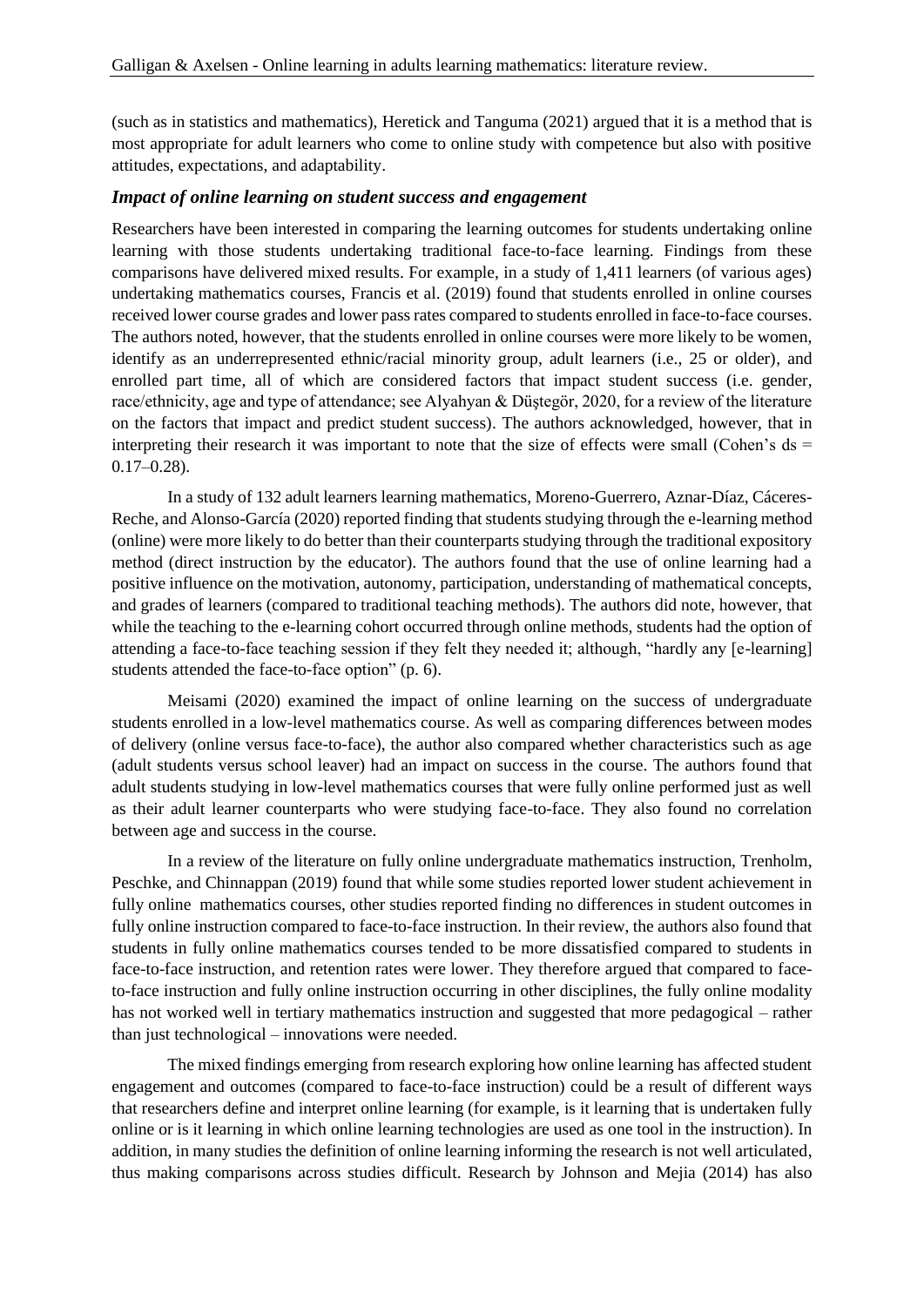(such as in statistics and mathematics), Heretick and Tanguma (2021) argued that it is a method that is most appropriate for adult learners who come to online study with competence but also with positive attitudes, expectations, and adaptability.

### *Impact of online learning on student success and engagement*

Researchers have been interested in comparing the learning outcomes for students undertaking online learning with those students undertaking traditional face-to-face learning. Findings from these comparisons have delivered mixed results. For example, in a study of 1,411 learners (of various ages) undertaking mathematics courses, Francis et al. (2019) found that students enrolled in online courses received lower course grades and lower pass rates compared to students enrolled in face-to-face courses. The authors noted, however, that the students enrolled in online courses were more likely to be women, identify as an underrepresented ethnic/racial minority group, adult learners (i.e., 25 or older), and enrolled part time, all of which are considered factors that impact student success (i.e. gender, race/ethnicity, age and type of attendance; see Alyahyan & Düştegör, 2020, for a review of the literature on the factors that impact and predict student success). The authors acknowledged, however, that in interpreting their research it was important to note that the size of effects were small (Cohen's ds = 0.17–0.28).

In a study of 132 adult learners learning mathematics, Moreno-Guerrero, Aznar-Díaz, Cáceres-Reche, and Alonso-García (2020) reported finding that students studying through the e-learning method (online) were more likely to do better than their counterparts studying through the traditional expository method (direct instruction by the educator). The authors found that the use of online learning had a positive influence on the motivation, autonomy, participation, understanding of mathematical concepts, and grades of learners (compared to traditional teaching methods). The authors did note, however, that while the teaching to the e-learning cohort occurred through online methods, students had the option of attending a face-to-face teaching session if they felt they needed it; although, "hardly any [e-learning] students attended the face-to-face option" (p. 6).

Meisami (2020) examined the impact of online learning on the success of undergraduate students enrolled in a low-level mathematics course. As well as comparing differences between modes of delivery (online versus face-to-face), the author also compared whether characteristics such as age (adult students versus school leaver) had an impact on success in the course. The authors found that adult students studying in low-level mathematics courses that were fully online performed just as well as their adult learner counterparts who were studying face-to-face. They also found no correlation between age and success in the course.

In a review of the literature on fully online undergraduate mathematics instruction, Trenholm, Peschke, and Chinnappan (2019) found that while some studies reported lower student achievement in fully online mathematics courses, other studies reported finding no differences in student outcomes in fully online instruction compared to face-to-face instruction. In their review, the authors also found that students in fully online mathematics courses tended to be more dissatisfied compared to students in face-to-face instruction, and retention rates were lower. They therefore argued that compared to face-to-face instruction and fully online instruction occurring in other disciplines, the fully online modality has not worked well in tertiary mathematics instruction and suggested that more pedagogical – rather than just technological – innovations were needed.

The mixed findings emerging from research exploring how online learning has affected student engagement and outcomes (compared to face-to-face instruction) could be a result of different ways that researchers define and interpret online learning (for example, is it learning that is undertaken fully online or is it learning in which online learning technologies are used as one tool in the instruction). In addition, in many studies the definition of online learning informing the research is not well articulated, thus making comparisons across studies difficult. Research by Johnson and Mejia (2014) has also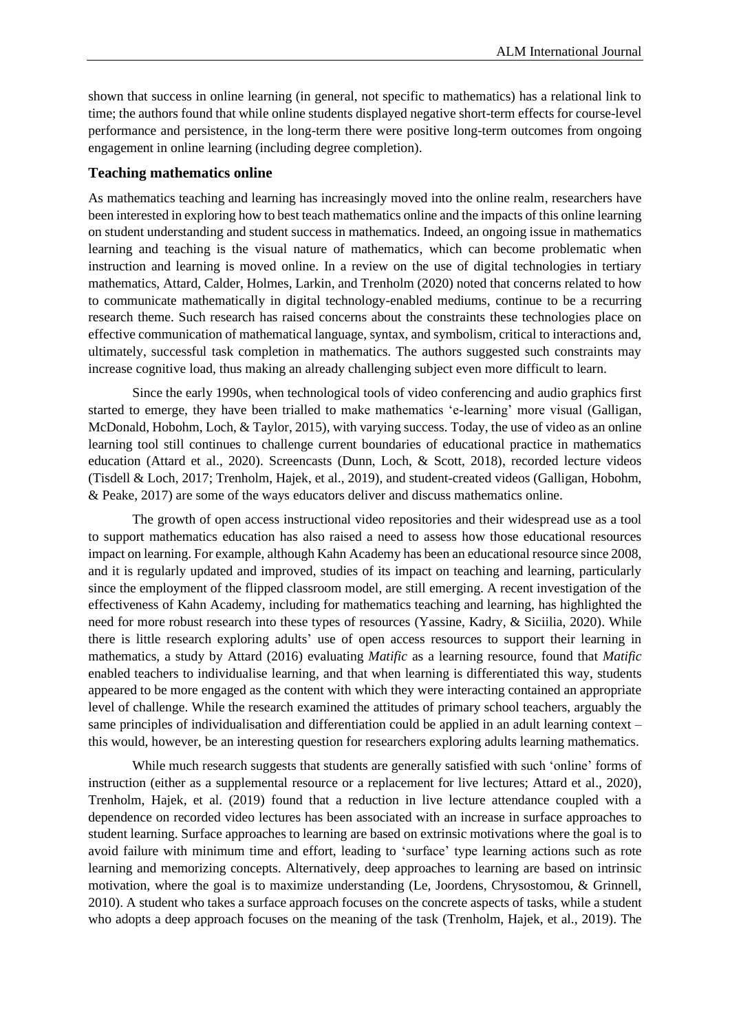shown that success in online learning (in general, not specific to mathematics) has a relational link to time; the authors found that while online students displayed negative short-term effects for course-level performance and persistence, in the long-term there were positive long-term outcomes from ongoing engagement in online learning (including degree completion).

### Teaching mathematics online

As mathematics teaching and learning has increasingly moved into the online realm, researchers have been interested in exploring how to best teach mathematics online and the impacts of this online learning on student understanding and student success in mathematics. Indeed, an ongoing issue in mathematics learning and teaching is the visual nature of mathematics, which can become problematic when instruction and learning is moved online. In a review on the use of digital technologies in tertiary mathematics, Attard, Calder, Holmes, Larkin, and Trenholm (2020) noted that concerns related to how to communicate mathematically in digital technology-enabled mediums, continue to be a recurring research theme. Such research has raised concerns about the constraints these technologies place on effective communication of mathematical language, syntax, and symbolism, critical to interactions and, ultimately, successful task completion in mathematics. The authors suggested such constraints may increase cognitive load, thus making an already challenging subject even more difficult to learn.

Since the early 1990s, when technological tools of video conferencing and audio graphics first started to emerge, they have been trialled to make mathematics 'e-learning' more visual (Galligan, McDonald, Hobohm, Loch, & Taylor, 2015), with varying success. Today, the use of video as an online learning tool still continues to challenge current boundaries of educational practice in mathematics education (Attard et al., 2020). Screencasts (Dunn, Loch, & Scott, 2018), recorded lecture videos (Tisdell & Loch, 2017; Trenholm, Hajek, et al., 2019), and student-created videos (Galligan, Hobohm, & Peake, 2017) are some of the ways educators deliver and discuss mathematics online.

The growth of open access instructional video repositories and their widespread use as a tool to support mathematics education has also raised a need to assess how those educational resources impact on learning. For example, although Kahn Academy has been an educational resource since 2008, and it is regularly updated and improved, studies of its impact on teaching and learning, particularly since the employment of the flipped classroom model, are still emerging. A recent investigation of the effectiveness of Kahn Academy, including for mathematics teaching and learning, has highlighted the need for more robust research into these types of resources (Yassine, Kadry, & Siciilia, 2020). While there is little research exploring adults' use of open access resources to support their learning in mathematics, a study by Attard (2016) evaluating *Matific* as a learning resource, found that *Matific* enabled teachers to individualise learning, and that when learning is differentiated this way, students appeared to be more engaged as the content with which they were interacting contained an appropriate level of challenge. While the research examined the attitudes of primary school teachers, arguably the same principles of individualisation and differentiation could be applied in an adult learning context – this would, however, be an interesting question for researchers exploring adults learning mathematics.

While much research suggests that students are generally satisfied with such 'online' forms of instruction (either as a supplemental resource or a replacement for live lectures; Attard et al., 2020), Trenholm, Hajek, et al. (2019) found that a reduction in live lecture attendance coupled with a dependence on recorded video lectures has been associated with an increase in surface approaches to student learning. Surface approaches to learning are based on extrinsic motivations where the goal is to avoid failure with minimum time and effort, leading to 'surface' type learning actions such as rote learning and memorizing concepts. Alternatively, deep approaches to learning are based on intrinsic motivation, where the goal is to maximize understanding (Le, Joordens, Chrysostomou, & Grinnell, 2010). A student who takes a surface approach focuses on the concrete aspects of tasks, while a student who adopts a deep approach focuses on the meaning of the task (Trenholm, Hajek, et al., 2019). The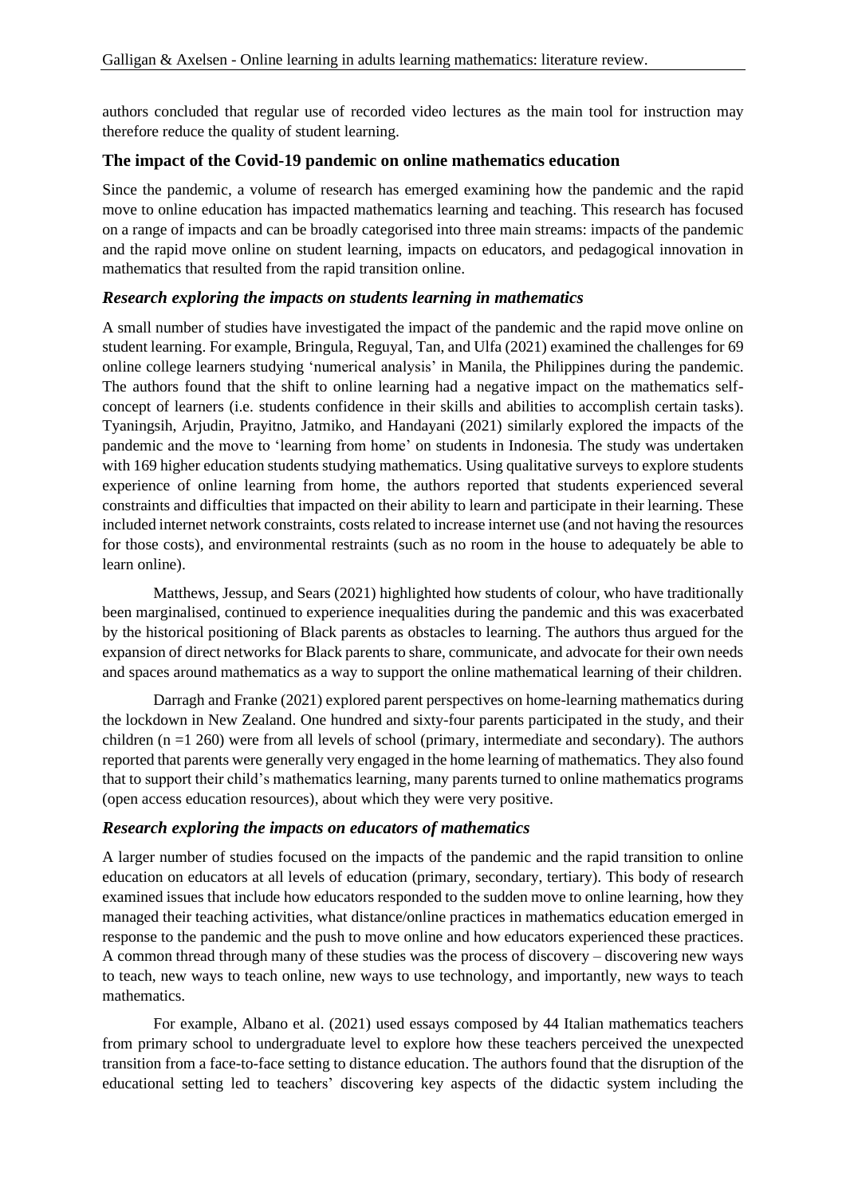authors concluded that regular use of recorded video lectures as the main tool for instruction may therefore reduce the quality of student learning.

### The impact of the Covid-19 pandemic on online mathematics education

Since the pandemic, a volume of research has emerged examining how the pandemic and the rapid move to online education has impacted mathematics learning and teaching. This research has focused on a range of impacts and can be broadly categorised into three main streams: impacts of the pandemic and the rapid move online on student learning, impacts on educators, and pedagogical innovation in mathematics that resulted from the rapid transition online.

#### *Research exploring the impacts on students learning in mathematics*

A small number of studies have investigated the impact of the pandemic and the rapid move online on student learning. For example, Bringula, Reguyal, Tan, and Ulfa (2021) examined the challenges for 69 online college learners studying 'numerical analysis' in Manila, the Philippines during the pandemic. The authors found that the shift to online learning had a negative impact on the mathematics self-concept of learners (i.e. students confidence in their skills and abilities to accomplish certain tasks). Tyaningsih, Arjudin, Prayitno, Jatmiko, and Handayani (2021) similarly explored the impacts of the pandemic and the move to 'learning from home' on students in Indonesia. The study was undertaken with 169 higher education students studying mathematics. Using qualitative surveys to explore students experience of online learning from home, the authors reported that students experienced several constraints and difficulties that impacted on their ability to learn and participate in their learning. These included internet network constraints, costs related to increase internet use (and not having the resources for those costs), and environmental restraints (such as no room in the house to adequately be able to learn online).

Matthews, Jessup, and Sears (2021) highlighted how students of colour, who have traditionally been marginalised, continued to experience inequalities during the pandemic and this was exacerbated by the historical positioning of Black parents as obstacles to learning. The authors thus argued for the expansion of direct networks for Black parents to share, communicate, and advocate for their own needs and spaces around mathematics as a way to support the online mathematical learning of their children.

Darragh and Franke (2021) explored parent perspectives on home-learning mathematics during the lockdown in New Zealand. One hundred and sixty-four parents participated in the study, and their children (n =1 260) were from all levels of school (primary, intermediate and secondary). The authors reported that parents were generally very engaged in the home learning of mathematics. They also found that to support their child's mathematics learning, many parents turned to online mathematics programs (open access education resources), about which they were very positive.

#### *Research exploring the impacts on educators of mathematics*

A larger number of studies focused on the impacts of the pandemic and the rapid transition to online education on educators at all levels of education (primary, secondary, tertiary). This body of research examined issues that include how educators responded to the sudden move to online learning, how they managed their teaching activities, what distance/online practices in mathematics education emerged in response to the pandemic and the push to move online and how educators experienced these practices. A common thread through many of these studies was the process of discovery – discovering new ways to teach, new ways to teach online, new ways to use technology, and importantly, new ways to teach mathematics.

For example, Albano et al. (2021) used essays composed by 44 Italian mathematics teachers from primary school to undergraduate level to explore how these teachers perceived the unexpected transition from a face-to-face setting to distance education. The authors found that the disruption of the educational setting led to teachers' discovering key aspects of the didactic system including the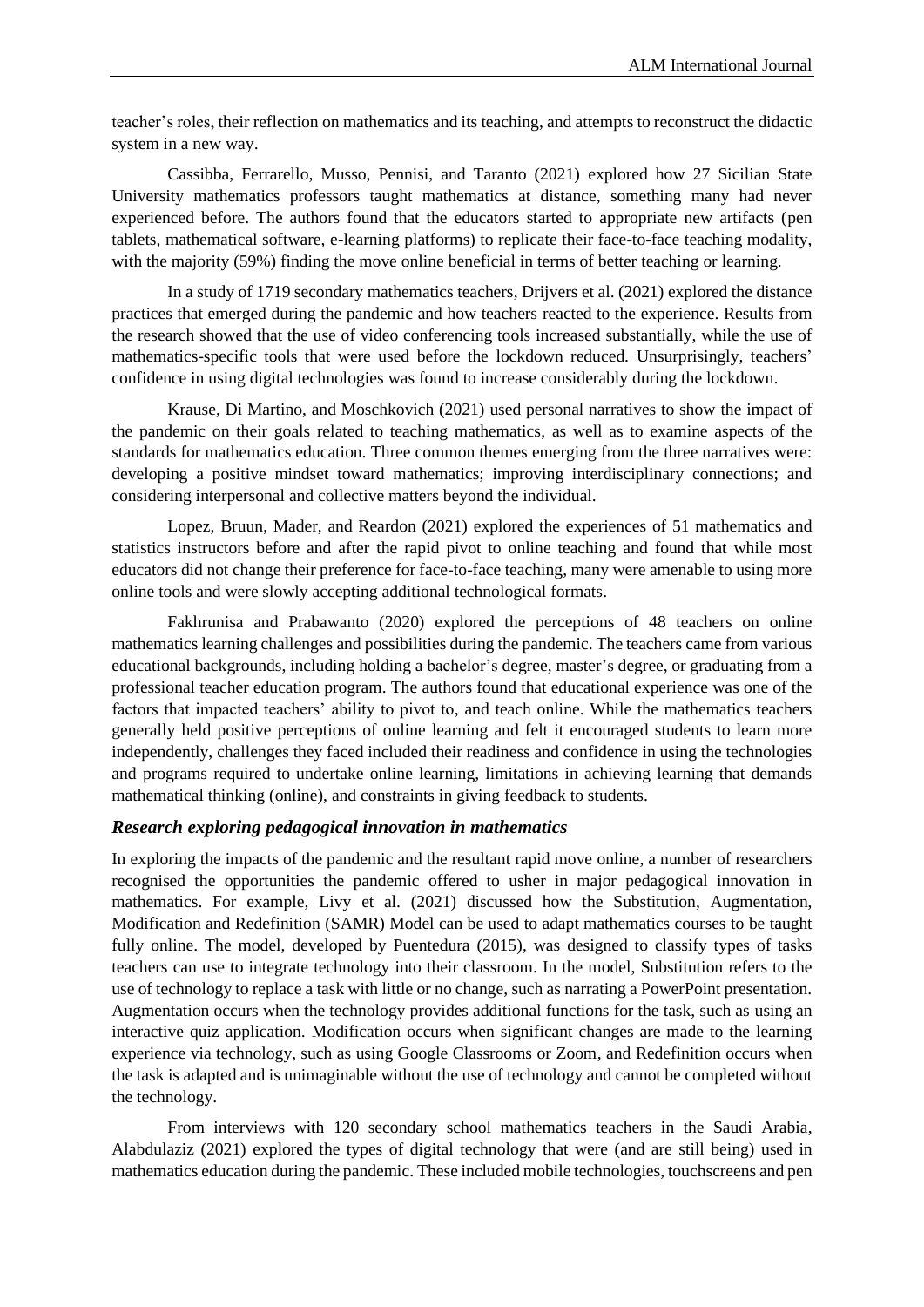teacher's roles, their reflection on mathematics and its teaching, and attempts to reconstruct the didactic system in a new way.

Cassibba, Ferrarello, Musso, Pennisi, and Taranto (2021) explored how 27 Sicilian State University mathematics professors taught mathematics at distance, something many had never experienced before. The authors found that the educators started to appropriate new artifacts (pen tablets, mathematical software, e-learning platforms) to replicate their face-to-face teaching modality, with the majority (59%) finding the move online beneficial in terms of better teaching or learning.

In a study of 1719 secondary mathematics teachers, Drijvers et al. (2021) explored the distance practices that emerged during the pandemic and how teachers reacted to the experience. Results from the research showed that the use of video conferencing tools increased substantially, while the use of mathematics-specific tools that were used before the lockdown reduced. Unsurprisingly, teachers' confidence in using digital technologies was found to increase considerably during the lockdown.

Krause, Di Martino, and Moschkovich (2021) used personal narratives to show the impact of the pandemic on their goals related to teaching mathematics, as well as to examine aspects of the standards for mathematics education. Three common themes emerging from the three narratives were: developing a positive mindset toward mathematics; improving interdisciplinary connections; and considering interpersonal and collective matters beyond the individual.

Lopez, Bruun, Mader, and Reardon (2021) explored the experiences of 51 mathematics and statistics instructors before and after the rapid pivot to online teaching and found that while most educators did not change their preference for face-to-face teaching, many were amenable to using more online tools and were slowly accepting additional technological formats.

Fakhrunisa and Prabawanto (2020) explored the perceptions of 48 teachers on online mathematics learning challenges and possibilities during the pandemic. The teachers came from various educational backgrounds, including holding a bachelor's degree, master's degree, or graduating from a professional teacher education program. The authors found that educational experience was one of the factors that impacted teachers' ability to pivot to, and teach online. While the mathematics teachers generally held positive perceptions of online learning and felt it encouraged students to learn more independently, challenges they faced included their readiness and confidence in using the technologies and programs required to undertake online learning, limitations in achieving learning that demands mathematical thinking (online), and constraints in giving feedback to students.

### *Research exploring pedagogical innovation in mathematics*

In exploring the impacts of the pandemic and the resultant rapid move online, a number of researchers recognised the opportunities the pandemic offered to usher in major pedagogical innovation in mathematics. For example, Livy et al. (2021) discussed how the Substitution, Augmentation, Modification and Redefinition (SAMR) Model can be used to adapt mathematics courses to be taught fully online. The model, developed by Puentedura (2015), was designed to classify types of tasks teachers can use to integrate technology into their classroom. In the model, Substitution refers to the use of technology to replace a task with little or no change, such as narrating a PowerPoint presentation. Augmentation occurs when the technology provides additional functions for the task, such as using an interactive quiz application. Modification occurs when significant changes are made to the learning experience via technology, such as using Google Classrooms or Zoom, and Redefinition occurs when the task is adapted and is unimaginable without the use of technology and cannot be completed without the technology.

From interviews with 120 secondary school mathematics teachers in the Saudi Arabia, Alabdulaziz (2021) explored the types of digital technology that were (and are still being) used in mathematics education during the pandemic. These included mobile technologies, touchscreens and pen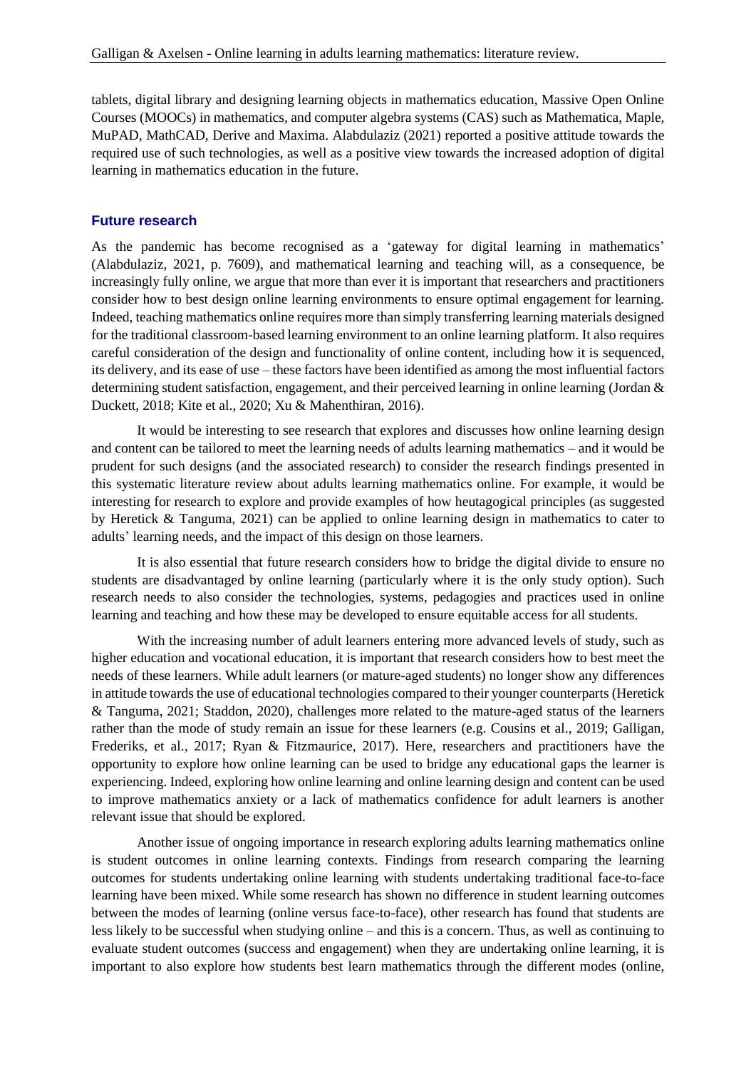tablets, digital library and designing learning objects in mathematics education, Massive Open Online Courses (MOOCs) in mathematics, and computer algebra systems (CAS) such as Mathematica, Maple, MuPAD, MathCAD, Derive and Maxima. Alabdulaziz (2021) reported a positive attitude towards the required use of such technologies, as well as a positive view towards the increased adoption of digital learning in mathematics education in the future.

### Future research

As the pandemic has become recognised as a 'gateway for digital learning in mathematics' (Alabdulaziz, 2021, p. 7609), and mathematical learning and teaching will, as a consequence, be increasingly fully online, we argue that more than ever it is important that researchers and practitioners consider how to best design online learning environments to ensure optimal engagement for learning. Indeed, teaching mathematics online requires more than simply transferring learning materials designed for the traditional classroom-based learning environment to an online learning platform. It also requires careful consideration of the design and functionality of online content, including how it is sequenced, its delivery, and its ease of use – these factors have been identified as among the most influential factors determining student satisfaction, engagement, and their perceived learning in online learning (Jordan & Duckett, 2018; Kite et al., 2020; Xu & Mahenthiran, 2016).

It would be interesting to see research that explores and discusses how online learning design and content can be tailored to meet the learning needs of adults learning mathematics – and it would be prudent for such designs (and the associated research) to consider the research findings presented in this systematic literature review about adults learning mathematics online. For example, it would be interesting for research to explore and provide examples of how heutagogical principles (as suggested by Heretick & Tanguma, 2021) can be applied to online learning design in mathematics to cater to adults' learning needs, and the impact of this design on those learners.

It is also essential that future research considers how to bridge the digital divide to ensure no students are disadvantaged by online learning (particularly where it is the only study option). Such research needs to also consider the technologies, systems, pedagogies and practices used in online learning and teaching and how these may be developed to ensure equitable access for all students.

With the increasing number of adult learners entering more advanced levels of study, such as higher education and vocational education, it is important that research considers how to best meet the needs of these learners. While adult learners (or mature-aged students) no longer show any differences in attitude towards the use of educational technologies compared to their younger counterparts (Heretick & Tanguma, 2021; Staddon, 2020), challenges more related to the mature-aged status of the learners rather than the mode of study remain an issue for these learners (e.g. Cousins et al., 2019; Galligan, Frederiks, et al., 2017; Ryan & Fitzmaurice, 2017). Here, researchers and practitioners have the opportunity to explore how online learning can be used to bridge any educational gaps the learner is experiencing. Indeed, exploring how online learning and online learning design and content can be used to improve mathematics anxiety or a lack of mathematics confidence for adult learners is another relevant issue that should be explored.

Another issue of ongoing importance in research exploring adults learning mathematics online is student outcomes in online learning contexts. Findings from research comparing the learning outcomes for students undertaking online learning with students undertaking traditional face-to-face learning have been mixed. While some research has shown no difference in student learning outcomes between the modes of learning (online versus face-to-face), other research has found that students are less likely to be successful when studying online – and this is a concern. Thus, as well as continuing to evaluate student outcomes (success and engagement) when they are undertaking online learning, it is important to also explore how students best learn mathematics through the different modes (online,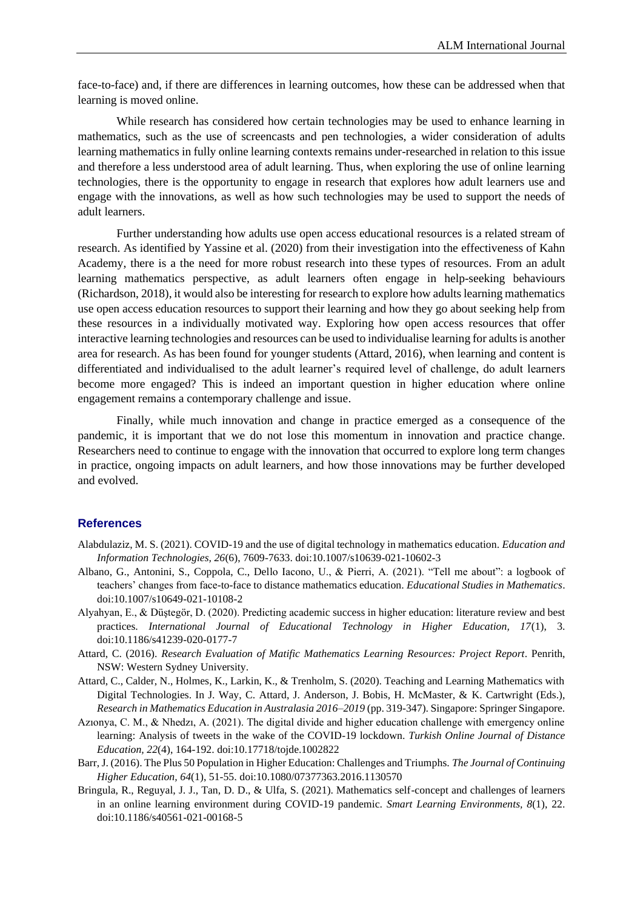face-to-face) and, if there are differences in learning outcomes, how these can be addressed when that learning is moved online.

While research has considered how certain technologies may be used to enhance learning in mathematics, such as the use of screencasts and pen technologies, a wider consideration of adults learning mathematics in fully online learning contexts remains under-researched in relation to this issue and therefore a less understood area of adult learning. Thus, when exploring the use of online learning technologies, there is the opportunity to engage in research that explores how adult learners use and engage with the innovations, as well as how such technologies may be used to support the needs of adult learners.

Further understanding how adults use open access educational resources is a related stream of research. As identified by Yassine et al. (2020) from their investigation into the effectiveness of Kahn Academy, there is a the need for more robust research into these types of resources. From an adult learning mathematics perspective, as adult learners often engage in help-seeking behaviours (Richardson, 2018), it would also be interesting for research to explore how adults learning mathematics use open access education resources to support their learning and how they go about seeking help from these resources in a individually motivated way. Exploring how open access resources that offer interactive learning technologies and resources can be used to individualise learning for adults is another area for research. As has been found for younger students (Attard, 2016), when learning and content is differentiated and individualised to the adult learner's required level of challenge, do adult learners become more engaged? This is indeed an important question in higher education where online engagement remains a contemporary challenge and issue.

Finally, while much innovation and change in practice emerged as a consequence of the pandemic, it is important that we do not lose this momentum in innovation and practice change. Researchers need to continue to engage with the innovation that occurred to explore long term changes in practice, ongoing impacts on adult learners, and how those innovations may be further developed and evolved.

## References

Alabdulaziz, M. S. (2021). COVID-19 and the use of digital technology in mathematics education. *Education and Information Technologies, 26*(6), 7609-7633. doi:10.1007/s10639-021-10602-3

Albano, G., Antonini, S., Coppola, C., Dello Iacono, U., & Pierri, A. (2021). "Tell me about": a logbook of teachers' changes from face-to-face to distance mathematics education. *Educational Studies in Mathematics*. doi:10.1007/s10649-021-10108-2

Alyahyan, E., & Düştegör, D. (2020). Predicting academic success in higher education: literature review and best practices. *International Journal of Educational Technology in Higher Education, 17*(1), 3. doi:10.1186/s41239-020-0177-7

Attard, C. (2016). *Research Evaluation of Matific Mathematics Learning Resources: Project Report*. Penrith, NSW: Western Sydney University.

Attard, C., Calder, N., Holmes, K., Larkin, K., & Trenholm, S. (2020). Teaching and Learning Mathematics with Digital Technologies. In J. Way, C. Attard, J. Anderson, J. Bobis, H. McMaster, & K. Cartwright (Eds.), *Research in Mathematics Education in Australasia 2016–2019* (pp. 319-347). Singapore: Springer Singapore.

Azıonya, C. M., & Nhedzı, A. (2021). The digital divide and higher education challenge with emergency online learning: Analysis of tweets in the wake of the COVID-19 lockdown. *Turkish Online Journal of Distance Education, 22*(4), 164-192. doi:10.17718/tojde.1002822

Barr, J. (2016). The Plus 50 Population in Higher Education: Challenges and Triumphs. *The Journal of Continuing Higher Education, 64*(1), 51-55. doi:10.1080/07377363.2016.1130570

Bringula, R., Reguyal, J. J., Tan, D. D., & Ulfa, S. (2021). Mathematics self-concept and challenges of learners in an online learning environment during COVID-19 pandemic. *Smart Learning Environments, 8*(1), 22. doi:10.1186/s40561-021-00168-5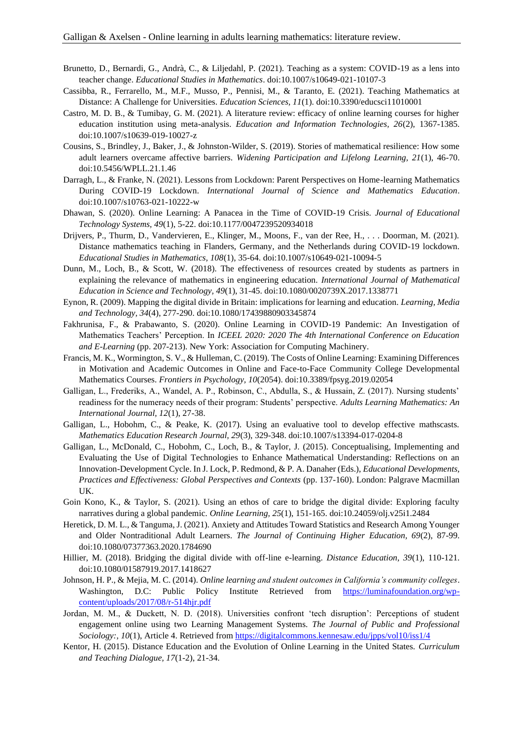Brunetto, D., Bernardi, G., Andrà, C., & Liljedahl, P. (2021). Teaching as a system: COVID-19 as a lens into teacher change. *Educational Studies in Mathematics*. doi:10.1007/s10649-021-10107-3

Cassibba, R., Ferrarello, M., M.F., Musso, P., Pennisi, M., & Taranto, E. (2021). Teaching Mathematics at Distance: A Challenge for Universities. *Education Sciences, 11*(1). doi:10.3390/educsci11010001

Castro, M. D. B., & Tumibay, G. M. (2021). A literature review: efficacy of online learning courses for higher education institution using meta-analysis. *Education and Information Technologies, 26*(2), 1367-1385. doi:10.1007/s10639-019-10027-z

Cousins, S., Brindley, J., Baker, J., & Johnston-Wilder, S. (2019). Stories of mathematical resilience: How some adult learners overcame affective barriers. *Widening Participation and Lifelong Learning, 21*(1), 46-70. doi:10.5456/WPLL.21.1.46

Darragh, L., & Franke, N. (2021). Lessons from Lockdown: Parent Perspectives on Home-learning Mathematics During COVID-19 Lockdown. *International Journal of Science and Mathematics Education*. doi:10.1007/s10763-021-10222-w

Dhawan, S. (2020). Online Learning: A Panacea in the Time of COVID-19 Crisis. *Journal of Educational Technology Systems, 49*(1), 5-22. doi:10.1177/0047239520934018

Drijvers, P., Thurm, D., Vandervieren, E., Klinger, M., Moons, F., van der Ree, H., . . . Doorman, M. (2021). Distance mathematics teaching in Flanders, Germany, and the Netherlands during COVID-19 lockdown. *Educational Studies in Mathematics, 108*(1), 35-64. doi:10.1007/s10649-021-10094-5

Dunn, M., Loch, B., & Scott, W. (2018). The effectiveness of resources created by students as partners in explaining the relevance of mathematics in engineering education. *International Journal of Mathematical Education in Science and Technology, 49*(1), 31-45. doi:10.1080/0020739X.2017.1338771

Eynon, R. (2009). Mapping the digital divide in Britain: implications for learning and education. *Learning, Media and Technology, 34*(4), 277-290. doi:10.1080/17439880903345874

Fakhrunisa, F., & Prabawanto, S. (2020). Online Learning in COVID-19 Pandemic: An Investigation of Mathematics Teachers' Perception. In *ICEEL 2020: 2020 The 4th International Conference on Education and E-Learning* (pp. 207-213). New York: Association for Computing Machinery.

Francis, M. K., Wormington, S. V., & Hulleman, C. (2019). The Costs of Online Learning: Examining Differences in Motivation and Academic Outcomes in Online and Face-to-Face Community College Developmental Mathematics Courses. *Frontiers in Psychology, 10*(2054). doi:10.3389/fpsyg.2019.02054

Galligan, L., Frederiks, A., Wandel, A. P., Robinson, C., Abdulla, S., & Hussain, Z. (2017). Nursing students' readiness for the numeracy needs of their program: Students' perspective. *Adults Learning Mathematics: An International Journal, 12*(1), 27-38.

Galligan, L., Hobohm, C., & Peake, K. (2017). Using an evaluative tool to develop effective mathscasts. *Mathematics Education Research Journal, 29*(3), 329-348. doi:10.1007/s13394-017-0204-8

Galligan, L., McDonald, C., Hobohm, C., Loch, B., & Taylor, J. (2015). Conceptualising, Implementing and Evaluating the Use of Digital Technologies to Enhance Mathematical Understanding: Reflections on an Innovation-Development Cycle. In J. Lock, P. Redmond, & P. A. Danaher (Eds.), *Educational Developments, Practices and Effectiveness: Global Perspectives and Contexts* (pp. 137-160). London: Palgrave Macmillan UK.

Goin Kono, K., & Taylor, S. (2021). Using an ethos of care to bridge the digital divide: Exploring faculty narratives during a global pandemic. *Online Learning, 25*(1), 151-165. doi:10.24059/olj.v25i1.2484

Heretick, D. M. L., & Tanguma, J. (2021). Anxiety and Attitudes Toward Statistics and Research Among Younger and Older Nontraditional Adult Learners. *The Journal of Continuing Higher Education, 69*(2), 87-99. doi:10.1080/07377363.2020.1784690

Hillier, M. (2018). Bridging the digital divide with off-line e-learning. *Distance Education, 39*(1), 110-121. doi:10.1080/01587919.2017.1418627

Johnson, H. P., & Mejia, M. C. (2014). *Online learning and student outcomes in California's community colleges*. Washington, D.C: Public Policy Institute Retrieved from https://luminafoundation.org/wp-content/uploads/2017/08/r-514hjr.pdf

Jordan, M. M., & Duckett, N. D. (2018). Universities confront 'tech disruption': Perceptions of student engagement online using two Learning Management Systems. *The Journal of Public and Professional Sociology:, 10*(1), Article 4. Retrieved from https://digitalcommons.kennesaw.edu/jpps/vol10/iss1/4

Kentor, H. (2015). Distance Education and the Evolution of Online Learning in the United States. *Curriculum and Teaching Dialogue, 17*(1-2), 21-34.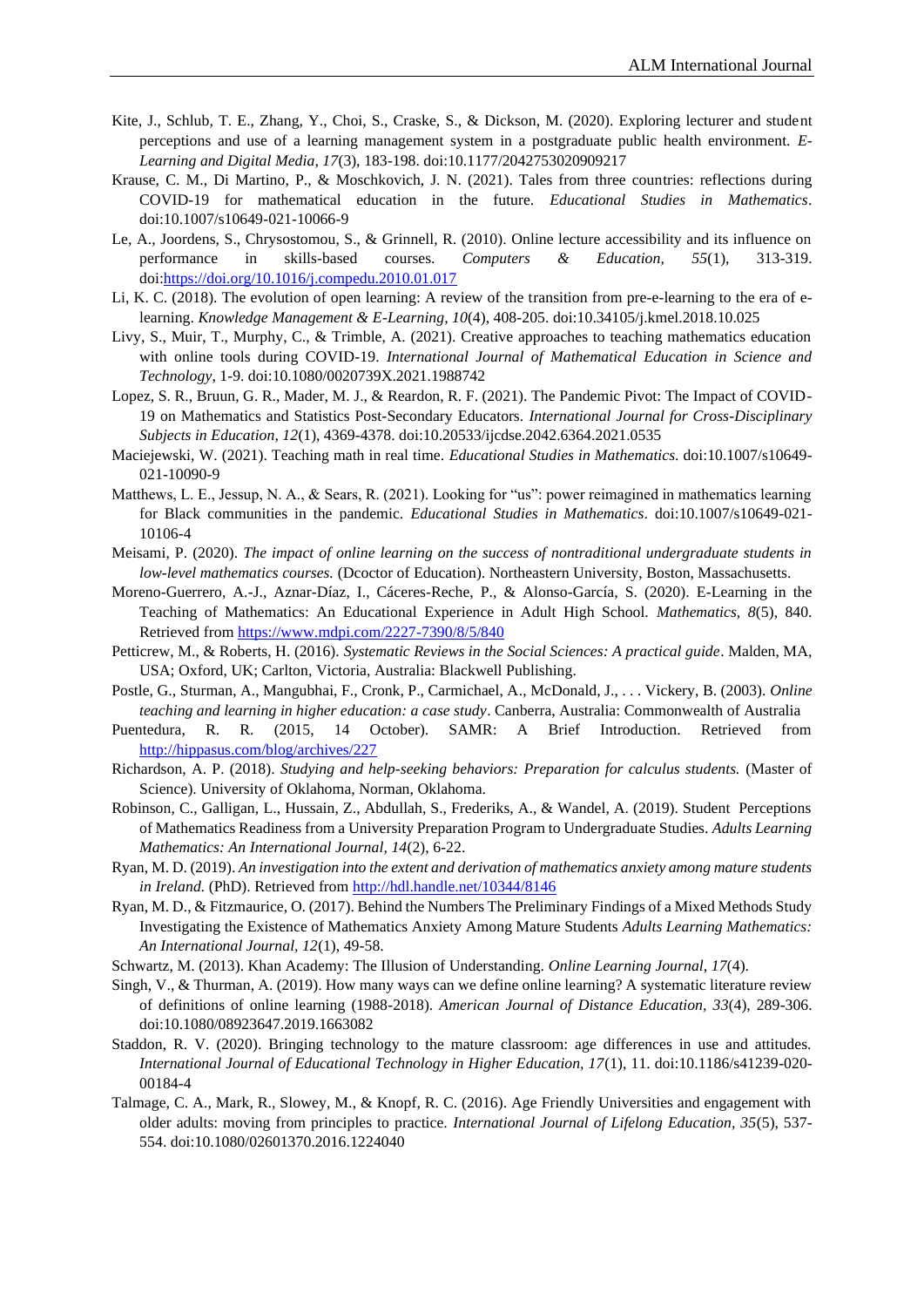Kite, J., Schlub, T. E., Zhang, Y., Choi, S., Craske, S., & Dickson, M. (2020). Exploring lecturer and student perceptions and use of a learning management system in a postgraduate public health environment. *E-Learning and Digital Media, 17*(3), 183-198. doi:10.1177/2042753020909217

Krause, C. M., Di Martino, P., & Moschkovich, J. N. (2021). Tales from three countries: reflections during COVID-19 for mathematical education in the future. *Educational Studies in Mathematics*. doi:10.1007/s10649-021-10066-9

Le, A., Joordens, S., Chrysostomou, S., & Grinnell, R. (2010). Online lecture accessibility and its influence on performance in skills-based courses. *Computers & Education, 55*(1), 313-319. doi:https://doi.org/10.1016/j.compedu.2010.01.017

Li, K. C. (2018). The evolution of open learning: A review of the transition from pre-e-learning to the era of e-learning. *Knowledge Management & E-Learning, 10*(4), 408-205. doi:10.34105/j.kmel.2018.10.025

Livy, S., Muir, T., Murphy, C., & Trimble, A. (2021). Creative approaches to teaching mathematics education with online tools during COVID-19. *International Journal of Mathematical Education in Science and Technology*, 1-9. doi:10.1080/0020739X.2021.1988742

Lopez, S. R., Bruun, G. R., Mader, M. J., & Reardon, R. F. (2021). The Pandemic Pivot: The Impact of COVID-19 on Mathematics and Statistics Post-Secondary Educators. *International Journal for Cross-Disciplinary Subjects in Education, 12*(1), 4369-4378. doi:10.20533/ijcdse.2042.6364.2021.0535

Maciejewski, W. (2021). Teaching math in real time. *Educational Studies in Mathematics*. doi:10.1007/s10649-021-10090-9

Matthews, L. E., Jessup, N. A., & Sears, R. (2021). Looking for "us": power reimagined in mathematics learning for Black communities in the pandemic. *Educational Studies in Mathematics*. doi:10.1007/s10649-021-10106-4

Meisami, P. (2020). *The impact of online learning on the success of nontraditional undergraduate students in low-level mathematics courses.* (Dcoctor of Education). Northeastern University, Boston, Massachusetts.

Moreno-Guerrero, A.-J., Aznar-Díaz, I., Cáceres-Reche, P., & Alonso-García, S. (2020). E-Learning in the Teaching of Mathematics: An Educational Experience in Adult High School. *Mathematics, 8*(5), 840. Retrieved from https://www.mdpi.com/2227-7390/8/5/840

Petticrew, M., & Roberts, H. (2016). *Systematic Reviews in the Social Sciences: A practical guide*. Malden, MA, USA; Oxford, UK; Carlton, Victoria, Australia: Blackwell Publishing.

Postle, G., Sturman, A., Mangubhai, F., Cronk, P., Carmichael, A., McDonald, J., . . . Vickery, B. (2003). *Online teaching and learning in higher education: a case study*. Canberra, Australia: Commonwealth of Australia

Puentedura, R. R. (2015, 14 October). SAMR: A Brief Introduction. Retrieved from http://hippasus.com/blog/archives/227

Richardson, A. P. (2018). *Studying and help-seeking behaviors: Preparation for calculus students.* (Master of Science). University of Oklahoma, Norman, Oklahoma.

Robinson, C., Galligan, L., Hussain, Z., Abdullah, S., Frederiks, A., & Wandel, A. (2019). Student Perceptions of Mathematics Readiness from a University Preparation Program to Undergraduate Studies. *Adults Learning Mathematics: An International Journal, 14*(2), 6-22.

Ryan, M. D. (2019). *An investigation into the extent and derivation of mathematics anxiety among mature students in Ireland.* (PhD). Retrieved from http://hdl.handle.net/10344/8146

Ryan, M. D., & Fitzmaurice, O. (2017). Behind the Numbers The Preliminary Findings of a Mixed Methods Study Investigating the Existence of Mathematics Anxiety Among Mature Students *Adults Learning Mathematics: An International Journal, 12*(1), 49-58.

Schwartz, M. (2013). Khan Academy: The Illusion of Understanding. *Online Learning Journal, 17*(4).

Singh, V., & Thurman, A. (2019). How many ways can we define online learning? A systematic literature review of definitions of online learning (1988-2018). *American Journal of Distance Education, 33*(4), 289-306. doi:10.1080/08923647.2019.1663082

Staddon, R. V. (2020). Bringing technology to the mature classroom: age differences in use and attitudes. *International Journal of Educational Technology in Higher Education, 17*(1), 11. doi:10.1186/s41239-020-00184-4

Talmage, C. A., Mark, R., Slowey, M., & Knopf, R. C. (2016). Age Friendly Universities and engagement with older adults: moving from principles to practice. *International Journal of Lifelong Education, 35*(5), 537-554. doi:10.1080/02601370.2016.1224040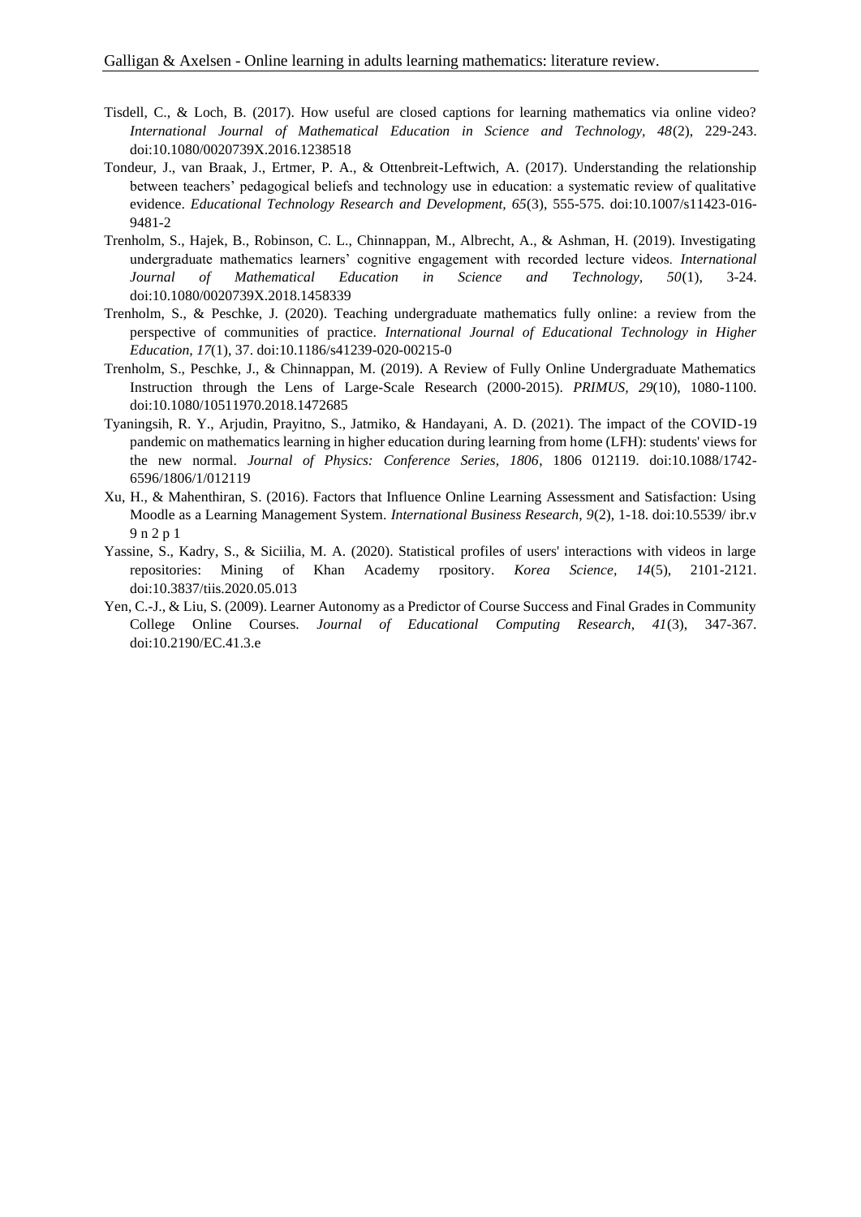Tisdell, C., & Loch, B. (2017). How useful are closed captions for learning mathematics via online video? *International Journal of Mathematical Education in Science and Technology, 48*(2), 229-243. doi:10.1080/0020739X.2016.1238518

Tondeur, J., van Braak, J., Ertmer, P. A., & Ottenbreit-Leftwich, A. (2017). Understanding the relationship between teachers' pedagogical beliefs and technology use in education: a systematic review of qualitative evidence. *Educational Technology Research and Development, 65*(3), 555-575. doi:10.1007/s11423-016-9481-2

Trenholm, S., Hajek, B., Robinson, C. L., Chinnappan, M., Albrecht, A., & Ashman, H. (2019). Investigating undergraduate mathematics learners' cognitive engagement with recorded lecture videos. *International Journal of Mathematical Education in Science and Technology, 50*(1), 3-24. doi:10.1080/0020739X.2018.1458339

Trenholm, S., & Peschke, J. (2020). Teaching undergraduate mathematics fully online: a review from the perspective of communities of practice. *International Journal of Educational Technology in Higher Education, 17*(1), 37. doi:10.1186/s41239-020-00215-0

Trenholm, S., Peschke, J., & Chinnappan, M. (2019). A Review of Fully Online Undergraduate Mathematics Instruction through the Lens of Large-Scale Research (2000-2015). *PRIMUS, 29*(10), 1080-1100. doi:10.1080/10511970.2018.1472685

Tyaningsih, R. Y., Arjudin, Prayitno, S., Jatmiko, & Handayani, A. D. (2021). The impact of the COVID-19 pandemic on mathematics learning in higher education during learning from home (LFH): students' views for the new normal. *Journal of Physics: Conference Series, 1806*, 1806 012119. doi:10.1088/1742-6596/1806/1/012119

Xu, H., & Mahenthiran, S. (2016). Factors that Influence Online Learning Assessment and Satisfaction: Using Moodle as a Learning Management System. *International Business Research, 9*(2), 1-18. doi:10.5539/ ibr.v 9 n 2 p 1

Yassine, S., Kadry, S., & Siciilia, M. A. (2020). Statistical profiles of users' interactions with videos in large repositories: Mining of Khan Academy rpository. *Korea Science, 14*(5), 2101-2121. doi:10.3837/tiis.2020.05.013

Yen, C.-J., & Liu, S. (2009). Learner Autonomy as a Predictor of Course Success and Final Grades in Community College Online Courses. *Journal of Educational Computing Research, 41*(3), 347-367. doi:10.2190/EC.41.3.e